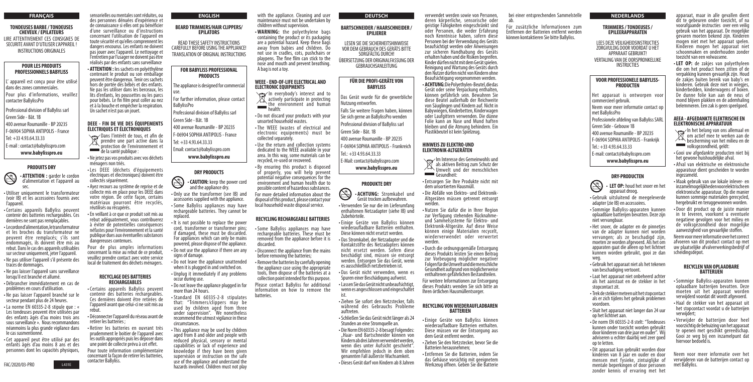# FRANÇAIS

## TONDEUSES BARBE / TONDEUSES CHEVEUX / EPILATEURS

LIRE ATTENTIVEMENT CES CONSIGNES DE SECURITE AVANT D'UTILISER L'APPAREIL !
INSTRUCTIONS ORIGINALES

### POUR LES PRODUITS PROFESSIONNELS BABYLISS

L' appareil est conçu pour être utilisé dans des zones commerciales.

Pour plus d'informations, veuillez contacter BaBylissPro

Professional division of BaBylis sarl
Green Side - Bât. 1B
400 avenue Roumanille - BP 20235
F-06904 SOPHIA ANTIPOLIS - France
Tel: +33 4.93.64.33.33
E-mail : contact@babylisspro.com
**www.babylisspro.eu**

### PRODUITS DRY

- **ATTENTION :** garder le cordon d'alimentation et l'appareil au sec.
- Utiliser uniquement le transformateur (voir IB) et les accessoires fournis avec l'appareil.
- Certains appareils BaByliss peuvent contenir des batteries rechargeables. Ces dernières ne sont pas remplaçables.
- Le cordon d'alimentation, le transformateur et les broches du transformateur ne peuvent être remplacés; s'ils sont endommagés, ils doivent être mis au rebut. Dans le cas des appareils utilisables sur secteur uniquement, jeter l'appareil.
- Ne pas utiliser l'appareil s'il présente des traces de dommages.
- Ne pas laisser l'appareil sans surveillance lorsqu'il est branché et allumé.
- Débrancher immédiatement en cas de problèmes en cours d'utilisation.
- Ne pas laisser l'appareil branché sur le secteur pendant plus de 24 heures.
- La norme EN 60335-2-8 stipule que : « Les tondeuses peuvent être utilisées par des enfants âgés d'au moins trois ans sous surveillance ». Nous recommandons néanmoins la plus grande vigilance dans le cas susmentionné.
- Cet appareil peut être utilisé par des enfants âgés d'au moins 8 ans et des personnes dont les capacités physiques, sensorielles ou mentales sont réduites, ou des personnes dénuées d'expérience et de connaissance si elles ont pu bénéficier d'une surveillance ou d'instructions concernant l'utilisation de l'appareil en toute sécurité et qu'elles comprennent les dangers encourus. Les enfants ne doivent pas jouer avec l'appareil. Le nettoyage et l'entretien par l'usager ne doivent pas être réalisés par des enfants sans surveillance
- **ATTENTION :** les sachets en polyéthylène contenant le produit ou son emballage peuvent être dangereux. Tenir ces sachets hors de portée des bébés et des enfants. Ne pas les utiliser dans les berceaux, les lits d'enfants, les poussettes ou les parcs pour bébés. Le fin film peut coller au nez et à la bouche et empêcher la respiration. Un sachet n'est pas un jouet.

### DEEE - FIN DE VIE DES ÉQUIPEMENTS ÉLECTRIQUES ET ÉLECTRONIQUES

Dans l'intérêt de tous, et afin de prendre une part active dans la protection de l'environnement et de la santé publique :

- Ne jetez pas vos produits avec vos déchets ménagers non triés.
- Les DEEE (déchets d'équipements électriques et électroniques) doivent être collectés séparément.
- Ayez recours au système de reprise et de collecte mis en place pour les DEEE dans votre région. De cette façon, certains matériaux pourront être recyclés, réutilisés ou récupérés.
- En veillant à ce que ce produit soit mis au rebut adéquatement, vous contribuerez à éviter de potentielles conséquences néfastes pour l'environnement et la santé publique dues aux éventuelles substances dangereuses contenues.

Pour de plus amples informations concernant la mise au rebut de ce produit, veuillez prendre contact avec votre service local de traitement des déchets ménagers.

### RECYCLAGE DES BATTERIES RECHARGEABLES

- Certains appareils BaByliss peuvent contenir des batteries rechargeables. Ces dernières doivent être retirées de l'appareil avant que celui-ci ne soit mis au rebut.
- Déconnecter l'appareil du réseau avant de retirer les batteries ;
- Retirer les batteries en ouvrant très prudemment le boitier de l'appareil avec les outils appropriés puis les déposer dans une point de collecte prévu à cet effet.

Pour toute information complémentaire concernant la façon de retirer les batteries, contacter BaByliss.

# ENGLISH

## BEARD TRIMMERS/HAIR CLIPPERS/ EPILATORS

READ THESE SAFETY INSTRUCTIONS CAREFULLY BEFORE USING THE APPLIANCE!
TRANSLATION OF ORIGINAL INSTRUCTIONS

### FOR BABYLISS PROFESSIONAL PRODUCTS

The appliance is designed for commercial use.

For further information, please contact BaBylissPro

Professional division of BaBylis sarl
Green Side - Bât. 1B
400 avenue Roumanille - BP 20235
F-06904 SOPHIA ANTIPOLIS - France
Tel: +33 4.93.64.33.33
Email: contact@babylisspro.com
**www.babylisspro.eu**

### DRY PRODUCTS

- **CAUTION:** keep the power cord and the appliance dry.
- Only use the transformer (see IB) and accessories supplied with the appliance.
- Some BaByliss appliances may have rechargeable batteries. They cannot be replaced.
- It is not possible to replace the power cord, transformer or transformer pins; if damaged, these must be discarded. For appliances which can only be mains powered, please dispose of the appliance.
- Do not use the appliance if there are any signs of damage.
- Do not leave the appliance unattended when it is plugged in and switched on.
- Unplug it immediately if any problems occur during use.
- Do not leave the appliance plugged in for more than 24 hours.
- Standard EN 60335-2-8 stipulates that: "Trimmers/clippers may be used by children aged from three under supervision". We nonetheless recommend the utmost vigilance in these circumstances.
- This appliance may be used by children aged from 8 and older and people with reduced physical, sensory or mental capabilities or lack of experience and knowledge if they have been given supervision or instruction on the safe use of the appliance and understand the hazards involved. Children must not play with the appliance. Cleaning and user maintenance must not be undertaken by children without supervision.
- **WARNING:** the polyethylene bags containing the product or its packaging are a potential hazard. Keep these bags away from babies and children. Do not use in cradles, cots, pushchairs or playpens. The fine film can stick to the nose and mouth and prevent breathing. A bag is not a toy.

### WEEE - END-OF-LIFE ELECTRICAL AND ELECTRONIC EQUIPMENTS

In everybody's interest and to actively participate in protecting the environment and human health:

- Do not discard your products with your unsorted household wastes.
- The WEEE (wastes of electrical and electronic equipements) must be collected separately.
- Use the return and collection systems dedicated to the WEEE available in your area. In this way, some materials can be recycled, re-used or recovered.
- By ensuring this product is disposed of properly, you will help prevent potential negative consequences for the environment and human health due to possible content of hazardous substances.

For more detailed information about the disposal of this product, please contact your local household waste disposal service.

### RECYCLING RECHARGEABLE BATTERIES

- Some BaByliss appliances may have rechargeable batteries. These must be removed from the appliance before it is discarded.
- Disconnect the appliance from the mains before removing the batteries;
- Remove the batteries by carefully opening the appliance case using the appropriate tools, then dispose of the batteries at a collection point intended for this purpose.

Please contact BaByliss for additional information on how to remove the batteries.

# DEUTSCH

## BARTSCHNEIDER / HAARSCHNEIDER / EPILIERER

LESEN SIE DIE SICHERHEITSHINWEISE VOR DEM GEBRAUCH DES GERÄTS BITTE SORGFÄLTIG DURCH!
ÜBERSETZUNG DER ORIGINALFASSUNG DER GEBRAUCHSANLEITUNG

### FÜR DIE PROFI-GERÄTE VON BABYLISS

Das Gerät wurde für die gewerbliche Nutzung entworfen.

Falls Sie weitere Fragen haben, können Sie sich gerne an BaBylissPro wenden

Professional division of BaBylis sarl
Green Side - Bât. 1B
400 avenue Roumanille - BP 20235
F-06904 SOPHIA ANTIPOLIS - Frankreich
Tel.: +33 4.93.64.33.33
E-Mail: contact@babylisspro.com
**www.babylisspro.eu**

### PRODUKTE DRY

- **ACHTUNG:** Stromkabel und Gerät trocken aufbewahren.
- Verwenden Sie nur die im Lieferumfang enthaltenen Netzadapter (siehe IB) und Zubehörteile.
- Einige Geräte von BaByliss können wiederaufladbare Batterien enthalten. Diese können nicht ersetzt werden.
- Das Stromkabel, der Netzadapter und die Kontaktstifte des Netzadapters können nicht ersetzt werden. Sofern diese beschädigt sind, müssen sie entsorgt werden. Entsorgen Sie das Gerät, wenn es ausschließlich netzbetrieben ist.
- Das Gerät nicht verwenden, wenn es Spuren einer Beschädigung aufweist.
- Lassen Sie das Gerät nicht unbeaufsichtigt, wenn es angeschlossen und eingeschaltet ist.
- Ziehen Sie sofort den Netzstecker, falls während des Gebrauchs Probleme auftreten.
- Schließen Sie das Gerät nicht länger als 24 Stunden an eine Stromquelle an.
- Die Norm EN 60335-2-8 besagt Folgendes: „Haar- und Bartschneider können von Kindern ab drei Jahren verwendet werden, wenn dies unter Aufsicht geschieht". Wir empfehlen jedoch in dem oben genannten Fall äußerste Wachsamkeit.
- Dieses Gerät darf von Kindern ab 8 Jahren verwendet werden sowie von Personen, deren körperliche, sensorische oder geistige Fähigkeiten eingeschränkt sind oder Personen, die weder Erfahrung noch Kenntnisse haben, sofern diese Personen bei der Verwendung des Geräts beaufsichtigt werden oder Anweisungen zur sicheren Handhabung des Geräts erhalten haben und die Risiken begreifen. Kinder dürfen nicht mit dem Gerät spielen. Reinigung und Wartung des Geräts durch den Nutzer dürfen nicht von Kindern ohne Beaufsichtigung vorgenommen werden.
- **ACHTUNG:** Die Polyethylen-Beutel, die das Gerät oder seine Verpackung enthalten, können gefährlich sein. Bewahren Sie diese Beutel außerhalb der Reichweite von Säuglingen und Kindern auf. Nicht in Babywiegen, Kinderbetten, Kinderwagen oder Laufgittern verwenden. Die dünne Folie kann an Nase und Mund haften bleiben und die Atmung behindern. Ein Plastikbeutel ist kein Spielzeug.

### HINWEIS ZU ELEKTRO-UND ELEKTRONIK-ALTGERÄTEN

Im Interesse des Gemeinwohls und als aktiven Beitrag zum Schutz der Umwelt und der menschlichen Gesundheit:

- Entsorgen Sie Ihre Produkte nicht mit dem unsortierten Hausmüll.
- Die Abfälle von Elektro- und Elektronik-Altgeräten müssen getrennt entsorgt werden.
- Nutzen Sie dafür die in Ihrer Region zur Verfügung stehenden Rücknahme- und Sammelsysteme für Elektro- und Elektronik-Altgeräte. Auf diese Weise können einige Materialien recycelt, wiederverwendet oder verwertet werden.
- Durch die ordnungsgemäße Entsorgung dieses Produkts leisten Sie einen Beitrag zur Vorbeugung möglicher negativer Folgen für die Umwelt und die menschliche Gesundheit aufgrund von möglicherweise enthaltenen gefährlichen Bestandteilen.

Für weitere Informationen zur Entsorgung dieses Produkts wenden Sie sich bitte an Ihren örtlichen Hausmüllentsorger.

### RECYCLING VON WIEDERAUFLADBAREN BATTERIEN

- Einige Geräte von BaByliss können wiederaufladbare Batterien enthalten. Diese müssen vor der Entsorgung aus dem Gerät entfernt werden.
- Ziehen Sie den Netzstecker, bevor Sie die Batterien herausnehmen;
- Entfernen Sie die Batterien, indem Sie das Gehäuse vorsichtig mit geeignetem Werkzeug öffnen. Geben Sie die Batterie bei einer entsprechenden Sammelstelle ab.

Für zusätzliche Informationen zum Entfernen der Batterien erfernt werden können kontaktieren Sie bitte BaByliss.

# NEDERLANDS

## TRIMMERS / TONDEUSES / EPILEERAPPARATEN

LEES DEZE VEILIGHEIDSINSTRUCTIES ZORGVULDIG DOOR VOORDAT U HET APPARAAT GEBRUIKT!
VERTALING VAN DE OORSPRONKELIJKE INSTRUCTIES

### VOOR PROFESSIONELE BABYLISS-PRODUCTEN

Het apparaat is ontworpen voor commercieel gebruik.

Neem voor meer informatie contact op met BaBylissPro

Professionele afdeling van BaBylis SARL
Green Side - Gebouw 1B
400 avenue Roumanille - BP 20235
F-06904 SOPHIA ANTIPOLIS - Frankrijk
Tel.: +33 4.93.64.33.33
E-mail: contact@babylisspro.com
**www.babylisspro.eu**

### DRY-PRODUCTEN

- **LET OP:** houd het snoer en het apparaat droog.
- Gebruik uitsluitend de meegeleverde adapter (zie IB) en accessoires.
- Sommige BaByliss-apparaten kunnen oplaadbare batterijen bevatten. Deze zijn niet vervangbaar.
- Het snoer, de adapter en de pinnetjes van de adapter kunnen niet worden vervangen; als ze beschadigd zijn, moeten ze worden afgevoerd. Als het om apparaten gaat die alleen op het lichtnet kunnen worden gebruikt, gooi ze dan weg.
- Gebruik het apparaat niet als het tekenen van beschadiging vertoont.
- Laat het apparaat niet onbeheerd achter als het aanstaat en de stekker in het stopcontact zit.
- Trek de stekker meteen uit het stopcontact als er zich tijdens het gebruik problemen voordoen.
- Sluit het apparaat niet langer dan 24 uur op het lichtnet aan.
- De norm EN 60335-2-8 stelt: "Tondeuses kunnen onder toezicht worden gebruikt door kinderen van drie jaar en ouder". Wij adviseren u echter daarbij wel zeer goed op te letten.
- Dit apparaat kan gebruikt worden door kinderen van 8 jaar en ouder en door mensen met fysieke, zintuiglijke of mentale beperkingen of door personen zonder kennis of ervaring met het apparaat, maar in alle gevallen dient dit te gebeuren onder toezicht, of na voorafgaande instructies over een veilig gebruik van het apparaat. De mogelijke gevaren moeten bekend zijn. Kinderen mogen niet met het apparaat spelen. Kinderen mogen het apparaat niet schoonmaken en onderhouden zonder toezicht van een volwassene.
- **LET OP:** de zakjes van polyethyleen die om het product heen zitten of de verpakking kunnen gevaarlijk zijn. Houd de zakjes buiten bereik van baby's en kinderen. Gebruik deze niet in wiegjes, kinderbedden, kinderwagens of boxen. De dunne folie kan aan de neus of mond blijven plakken en de ademhaling belemmeren. Een zak is geen speelgoed.

### AEEA - AFGEDANKTE ELEKTRISCHE EN ELEKTRONISCHE APPARATUUR

In het belang van ons allemaal en om actief mee te werken aan de bescherming van het milieu en de volksgezondheid, geldt:

- Gooi uw afgedankte producten niet bij het gewone huishoudelijke afval.
- Afval van elektrische en elektronische apparatuur dient gescheiden te worden ingezameld.
- Maak gebruik van uw lokale inlever- en inzamelmogelijkheden voor elektrische en elektronische apparatuur. Op die manier kunnen sommige materialen gerecycled, hergebruikt en teruggewonnen worden.
- Door dit product op de juiste manier in te leveren, voorkomt u eventuele negatieve gevolgen voor het milieu en de volksgezondheid door mogelijke aanwezigheid van gevaarlijke stoffen.

Neem voor meer informatie over het correct afvoeren van dit product contact op met uw plaatselijke afvalverwerkingsbedrijf of scheidingsdepot.

### RECYCLEN VAN OPLAADBARE BATTERIJEN

- Sommige BaByliss-apparaten kunnen oplaadbare batterijen bevatten. Deze moeten uit het apparaat worden verwijderd voordat dit wordt afgevoerd.
- Haal de stekker van het apparaat uit het stopcontact voordat u de batterijen verwijdert;
- Verwijder de batterijen door heel voorzichtig de behuizing van het apparaat te openen met geschikt gereedschap. Gooi ze weg bij een inzamelpunt dat hiervoor bedoeld is.

Neem voor meer informatie over het verwijderen van de batterijen contact op met BaByliss.

FAC/2020/03-PRO L431E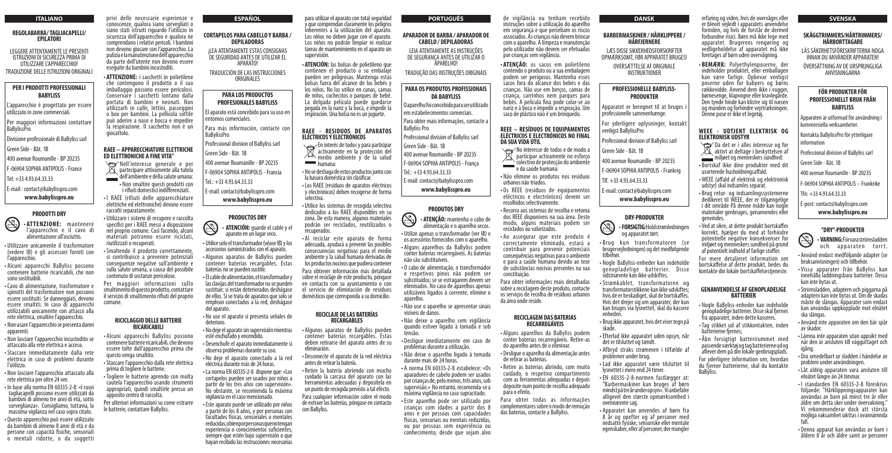# ITALIANO

## REGOLABARBA/ TAGLIACAPELLI/ EPILATORI

LEGGERE ATTENTAMENTE LE PRESENTI ISTRUZIONI DI SICUREZZA PRIMA DI UTILIZZARE L'APPARECCHIO!

TRADUZIONE DELLE ISTRUZIONI ORIGINALI

### PER I PRODOTTI PROFESSIONALI BABYLISS

L'apparecchio è progettato per essere utilizzato in zone commerciali.

Per maggiori informazioni contattare BaBylissPro

Divisione professionale di BaByliss sarl

Green Side - Bât. 1B

400 avenue Roumanille - BP 20235

F-06904 SOPHIA ANTIPOLIS - France

Tel: +33 4.93.64.33.33

E-mail : contact@babylisspro.com

**www.babylisspro.eu**

### PRODOTTI DRY

- **ATTENZIONE:** mantenere l'apparecchio e il cavo di alimentazione all'asciutto.
- Utilizzare unicamente il trasformatore (vedere IB) e gli accessori forniti con l'apparecchio.
- Alcuni apparecchi BaByliss possono contenere batterie ricaricabili, che non sono sostituibili.
- Cavo di alimentazione, trasformatore e spinotti del trasformatore non possono essere sostituiti. Se danneggiati, devono essere smaltiti. In caso di apparecchi utilizzabili unicamente con attacco alla rete elettrica, smaltire l'apparecchio.
- Non usare l'apparecchio se presenta danni apparenti.
- Non lasciare l'apparecchio incustodito se attaccato alla rete elettrica e acceso.
- Staccare immediatamente dalla rete elettrica in caso di problemi durante l'utilizzo.
- Non lasciare l'apparecchio attaccato alla rete elettrica per oltre 24 ore.
- In base alla norma EN 60335-2-8: «I rasoi tagliacapelli possono essere utilizzati da bambini di almeno tre anni di età, sotto sorveglianza». Consigliamo, tuttavia, la massima vigilanza nel caso sopra citato.
- Questo apparecchio può essere utilizzato da bambini di almeno 8 anni di età e da persone con capacità fisiche, sensoriali o mentali ridotte, o da soggetti privi delle necessarie esperienze e conoscenze, qualora siano sorvegliati o siano stati istruiti riguardo l'utilizzo in sicurezza dell'apparecchio e qualora ne comprendano i relativi pericoli. I bambini non devono giocare con l'apparecchio. La pulizia e la manutenzione dell'apparecchio da parte dell'utente non devono essere eseguite da bambini incustoditi.
- **ATTENZIONE:** i sacchetti in polietilene che contengono il prodotto o il suo imballaggio possono essere pericolosi. Conservare i sacchetti lontano dalla portata di bambini e neonati. Non utilizzarli in culle, lettini, passeggini o box per bambini. La pellicola sottile può aderire a naso e bocca e impedire la respirazione. Il sacchetto non è un giocattolo.

### RAEE – APPARECCHIATURE ELETTRICHE ED ELETTRONICHE A FINE VITA"

Nell'interesse generale e per partecipare attivamente alla tutela dell'ambiente e della salute umana:
- Non smaltire questi prodotti con i rifiuti domestici indifferenziati.
- I RAEE (rifiuti delle apparecchiature elettriche ed elettroniche) devono essere raccolti separatamente.
- Utilizzare i sistemi di recupero e raccolta specifici per i RAEE messi a disposizione nel proprio comune. Così facendo, alcuni materiali potranno essere riciclati, riutilizzati o recuperati.
- Smaltendo il prodotto correttamente, si contribuisce a prevenire potenziali conseguenze negative sull'ambiente e sulla salute umana, a causa del possibile contenuto di sostanze pericolose.

Per maggiori informazioni sullo smaltimento di questo prodotto, contattare il servizio di smaltimento rifiuti del proprio comune.

### RICICLAGGIO DELLE BATTERIE RICARICABILI

- Alcuni apparecchi BaByliss possono contenere batterie ricaricabili, che devono essere tolte dall'apparecchio prima che questo venga smaltito.
- Staccare l'apparecchio dalla rete elettrica prima di togliere le batterie.
- Togliere le batterie aprendo con molta cautela l'apparecchio usando strumenti appropriati, quindi smaltirle presso un apposito centro di raccolta.

Per ulteriori informazioni su come estrarre le batterie, contattare BaByliss.

# ESPAÑOL

## CORTAPELOS PARA CABELLO Y BARBA / DEPILADORAS

¡LEA ATENTAMENTE ESTAS CONSIGNAS DE SEGURIDAD ANTES DE UTILIZAR EL APARATO!

TRADUCCIÓN DE LAS INSTRUCCIONES ORIGINALES

### PARA LOS PRODUCTOS PROFESIONALES BABYLISS

El aparato está concebido para su uso en entornos comerciales.

Para más información, contacte con BaBylissPro

Professional division of BaByliss sarl

Green Side - Bât. 1B

400 avenue Roumanille - BP 20235

F-06904 SOPHIA ANTIPOLIS - Francia

Tel.: +33 4.93.64.33.33

E-mail: contact@babylisspro.com

**www.babylisspro.eu**

### PRODUCTOS DRY

- **ATENCIÓN:** guarde el cable y el aparato en un lugar seco.
- Utilice solo el transformador (véase IB) y los accesorios suministrados con el aparato.
- Algunos aparatos de BaByliss pueden contener baterías recargables. Estas baterías no se pueden sustituir.
- El cable de alimentación, el transformador y las clavijas del transformador no se pueden sustituir; si están deteriorados deshágase de ellos. Si se trata de aparatos que solo se emplean conectados a la red, deshágase del aparato.
- No use el aparato si presenta señales de deterioro.
- No deje el aparato sin supervisión mientras esté enchufado y encendido.
- Desenchufe el aparato inmediatamente si observa problemas durante su uso.
- No deje el aparato conectado a la red eléctrica durante más de 24 horas.
- La norma EN 60335-2-8 dispone que: «Los cortapelos pueden ser usados por niños a partir de los tres años con supervisión». No obstante, se recomienda la máxima vigilancia en el caso mencionado.
- Este aparato puede ser utilizado por niños a partir de los 8 años, y por personas con facultades físicas, sensoriales o mentales reducidas, o bien por personas que no tengan experiencia o conocimientos suficientes, siempre que estén bajo supervisión o que hayan recibido las instrucciones necesarias para utilizar el aparato con total seguridad y que comprendan claramente los peligros inherentes a la utilización del aparato. Los niños no deben jugar con el aparato. Los niños no podrán limpiar ni realizar tareas de mantenimiento en el aparato sin supervisión.
- **ATENCIÓN:** las bolsas de polietileno que contienen el producto o su embalaje pueden ser peligrosas. Mantenga estas bolsas fuera del alcance de los bebés y los niños. No las utilice en cunas, camas de niños, cochecitos o parques de bebé. La delgada película puede quedarse pegada en la nariz y la boca, e impedir la respiración. Una bolsa no es un juguete.

### RAEE - RESIDUOS DE APARATOS ELÉCTRICOS Y ELECTRÓNICOS

En interés de todos y para participar activamente en la protección del medio ambiente y de la salud humana:
- No se deshaga de estos productos junto con la basura doméstica sin clasificar.
- Los RAEE (residuos de aparatos eléctricos y electrónicos) deben recogerse de forma selectiva.
- Utilice los sistemas de recogida selectiva dedicados a los RAEE disponibles en su zona. De esta manera, algunos materiales podrán ser reciclados, reutilizados o recuperados.
- Al reciclar este aparato de forma adecuada, ayudará a prevenir las posibles consecuencias negativas para el medio ambiente y la salud humana derivadas de los productos nocivos que pudiera contener

Para obtener información más detallada sobre el reciclaje de este producto, póngase en contacto con su ayuntamiento o con el servicio de eliminación de residuos domésticos que corresponda a su domicilio.

### RECICLAJE DE LAS BATERÍAS RECARGABLES

- Algunos aparatos de BaByliss pueden contener baterías recargables. Estas deben retirarse del aparato antes de su eliminación.
- Desconecte el aparato de la red eléctrica antes de retirar la batería.
- Retire la batería abriendo con mucho cuidado la carcasa del aparato con las herramientas adecuadas y deposítela en un punto de recogida previsto a tal efecto.

Para cualquier información sobre el modo de extraer las baterías, póngase en contacto con BaByliss.

# PORTUGUÊS

## APARADOR DE BARBA / APARADOR DE CABELO / DEPILADORAS

LEIA ATENTAMENTE AS INSTRUÇÕES DE SEGURANÇA ANTES DE UTILIZAR O APARELHO!

TRADUÇÃO DAS INSTRUÇÕES ORIGINAIS

### PARA OS PRODUTOS PROFISSIONAIS DA BABYLISS

O aparelho foi concebido para ser utilizado em estabelecimentos comerciais.

Para obter mais informações, contacte a BaByliss Pro

Professional division of BaByliss sarl

Green Side - Bât. 1B

400 avenue Roumanille - BP 20235

F-06904 SOPHIA ANTIPOLIS - França

Tel.: +33 4.93.64.33.33

E-mail: contact@babylisspro.com

**www.babylisspro.eu**

### PRODUTOS DRY

- **ATENÇÃO:** mantenha o cabo de alimentação e o aparelho secos.
- Utilize apenas o transformador (ver IB) e os acessórios fornecidos com o aparelho.
- Alguns aparelhos da BaByliss podem conter baterias recarregáveis. As baterias não são substituíveis.
- O cabo de alimentação, o transformador e respetivos pinos não podem ser substituídos; se se estragarem devem ser eliminados. No caso de aparelhos apenas utilizáveis ligados à corrente, elimine o aparelho.
- Não use o aparelho se apresentar sinais visíveis de danos.
- Não deixe o aparelho sem vigilância quando estiver ligado à tomada e sob tensão.
- Desligue imediatamente em caso de problemas durante a utilização.
- Não deixe o aparelho ligado à tomada durante mais de 24 horas.
- A norma EN 60335-2-8 estabelece: «Os aparadores de cabelo podem ser usados por crianças de, pelo menos, três anos, sob supervisão.» No entanto, recomenda-se a máxima vigilância no caso supracitado.
- Este aparelho pode ser utilizado por crianças com idades a partir dos 8 anos e por pessoas com capacidades físicas, sensoriais ou mentais reduzidas, ou por pessoas sem experiência ou conhecimento, desde que sejam alvo de vigilância ou tenham recebido instruções sobre a utilização do aparelho em segurança e que percebam os riscos associados. As crianças não devem brincar com o aparelho. A limpeza e manutenção pelo utilizador não devem ser efetuadas por crianças sem vigilância.
- **ATENÇÃO:** os sacos em polietileno contendo o produto ou a sua embalagem podem ser perigosos. Mantenha esses sacos fora do alcance dos bebés e das crianças. Não use em berços, camas de criança, carrinhos nem parques para bebés. A película fina pode colar-se ao nariz e à boca e impedir a respiração. Um saco de plástico não é um brinquedo.

### REEE – RESÍDUOS DE EQUIPAMENTOS ELÉTRICOS E ELETRÓNICOS NO FINAL DA SUA VIDA ÚTIL

No interesse de todos e de modo a participar ativamente no esforço colectivo de protecção do ambiente e da saúde humana:
- Não elimine os produtos nos resíduos urbanos não triados.
- Os REEE (resíduos de equipamentos eléctricos e electrónicos) devem ser recolhidos selectivamente.
- Recorra aos sistemas de recolha e retoma dos REEE disponíveis na sua área. Deste modo, alguns materiais podem ser reciclados ou valorizados.
- Ao assegurar que este produto é correctamente eliminado, estará a contribuir para prevenir potenciais consequências negativas para o ambiente e para a saúde humana devido ao teor de substâncias nocivas presentes na sua constituição.

Para obter informações mais detalhadas sobre a reciclagem deste produto, contacte os serviços de recolha de resíduos urbanos da área onde reside.

### RECICLAGEM DAS BATERIAS RECARREGÁVEIS

- Alguns aparelhos da BaByliss podem conter baterias recarregáveis. Retire-as do aparelho antes de o eliminar.
- Desligue o aparelho da alimentação antes de retirar as baterias.
- Retire as baterias abrindo, com muito cuidado, o respetivo compartimento com as ferramentas adequadas e deposite num ponto de recolha adequado para o efeito.

Para obter todas as informações complementares sobre o modo de remoção das baterias, contacte a BaByliss.

# DANSK

## BARBERMASKINER / HÅRKLIPPERE / HÅRFJERNERE

LÆS DISSE SIKKERHEDSFORSKRIFTER OPMÆRKSOMT, FØR APPARATET BRUGES!

OVERSÆTTELSE AF ORIGINALE INSTRUKTIONER

### PROFESSIONELLE BABYLISS-PRODUKTER

Apparatet er beregnet til at bruges i professionelle sammenhænge.

For yderligere oplysninger, kontakt venligst BaBylissPro

Professional division of BaByliss sarl

Green Side - Bât. 1B

400 avenue Roumanille - BP 20235

F-06904 SOPHIA ANTIPOLIS - Frankrig

Tlf. +33 4.93.64.33.33

E-mail: contact@babylisspro.com

**www.babylisspro.eu**

### DRY-PRODUKTER

- **FORSIGTIG:** Hold strømledningen og apparatet tørt.
- Brug kun transformatoren (se brugervejledningen) og det medfølgende tilbehør.
- Nogle BaByliss-enheder kan indeholde genopladelige batterier. Disse sidstnævnte kan ikke udskiftes.
- Strømkablet, transformatoren og transformatorstikkene kan ikke udskiftes; hvis de er beskadiget, skal de bortskaffes. Hvis det drejer sig om apparater, der kun kan bruges via lysnettet, skal du kassere enheden.
- Brug ikke apparatet, hvis det viser tegn på skade.
- Efterlad ikke apparatet uden opsyn, når det er tilsluttet og tændt.
- Afbryd straks strømmen i tilfælde af problemer under brug.
- Lad ikke apparatet være tilsluttet til lysnettet i mere end 24 timer.
- EN 60335-2-8-normen fastlægger at: "Barbermaskiner kan bruges af børn mindst på tre år under opsyn". Vi anbefaler alligevel den største opmærksomhed i ovennævnte sag.
- Apparatet kan anvendes af børn fra 8 år og opefter og af personer med nedsatte fysiske, sensoriske eller mentale egenskaber, eller af personer, der mangler erfaring og viden, hvis de overvåges eller er blevet vejledt i apparatets anvendelse forinden, og hvis de forstår de dermed forbundne risici. Børn må ikke lege med apparatet. Brugerens rengøring og vedligeholdelse af apparatet må ikke foretages af børn uden overvågning.
- **BEMÆRK:** Polyethylenposerne, der indeholder produktet, eller emballagen kan være farlige. Opbevar venligst poserne uden for babyers og børns rækkevidde. Anvend dem ikke i vugger, børnesenge, klapvogne eller kravlegårde. Den tynde hinde kan klistre sig til næsen og munden og forhindre vejrtrækningen. Denne pose er ikke et legetøj.

### WEEE - UDTJENT ELEKTRISK OG ELEKTRONISK UDSTYR

Da det er i alles interesse og for aktivt at deltage i beskyttelsen af miljøet og menneskers sundhed:
- Bortskaf ikke dine produkter med dit usorterede husholdningsaffald.
- WEEE (affald af elektrisk og elektronisk udstyr) skal indsamles separat.
- Brug retur- og indsamlingssystemerne dedikeret til WEEE, der er tilgængelige i dit område. På denne måde kan nogle materialer genbruges, genanvendes eller genvindes.
- Ved at sikre, at dette produkt bortskaffes korrekt, hjælper du med at forhindre potentielle negative konsekvenser for miljøet og menneskers sundhed på grund af potentielt indhold af farlige stoffer.

For mere detaljeret information om bortskaffelse af dette produkt, bedes du kontakte din lokale bortskaffelsestjeneste.

### GENANVENDELSE AF GENOPLADELIGE BATTERIER

- Nogle BaByliss-enheder kan indeholde genopladelige batterier. Disse skal fjernes fra apparatet, inden dette kasseres.
- Tag stikket ud af stikkontakten, inden batterierne fjernes;
- Åbn forsigtigt batterirummet med passende værktøj og tag batterierne ud og aflever dem på din lokale genbrugsplads.

For yderligere information om, hvordan du fjerner batterierne, skal du kontakte BaByliss.

# SVENSKA

## SKÄGGTRIMMERS/HÅRTRIMMERS/ HÅRBORTTAGARE

LÄS SÄKERHETSFÖRESKRIFTERNA NOGA INNAN DU ANVÄNDER APPARATEN!

ÖVERSÄTTNING AV DE URSPRUNGLIGA ANVISNINGARNA

### FÖR PRODUKTER FÖR PROFESSIONELLT BRUK FRÅN BABYLISS

Apparaten är utformad för användning i kommersiella verksamheter.

Kontakta BaBylissPro för ytterligare information

Professional division of BaByliss sarl

Green Side - Bât. 1B

400 avenue Roumanille - BP 20235

F-06904 SOPHIA ANTIPOLIS – Frankrike

Tfn: +33 4.93.64.33.33

E-post: contact@babylisspro.com

**www.babylisspro.eu**

### "DRY"-PRODUKTER

- **VARNING:** Förvara strömsladden och apparaten torrt.
- Använd endast medföljande adapter (se bruksanvisningen) och tillbehör.
- Vissa apparater från BaByliss kan innehålla laddningsbara batterier. Dessa kan inte bytas ut.
- Strömsladden, adaptern och piggarna på adaptern kan inte bytas ut. Om de skadas måste de slängas. Apparater som endast kan användas uppkopplade mot elnätet ska slängas.
- Använd inte apparaten om den bär spår av skador.
- Lämna inte apparaten utan uppsikt med när den är ansluten till vägguttaget och igång.
- Dra omedelbart ur sladden i händelse av problem under användningen.
- Låt aldrig apparaten vara ansluten till elnätet längre än 24 timmar.
- I standarden EN 60335-2-8 föreskrivs följande: "Hårklippningsapparater kan användas av barn på minst tre år eller äldre om detta sker under övervakning." Vi rekommenderar dock att största möjliga vaksamhet iakttas i ovannämnda fall.
- Denna apparat kan användas av barn i åldern 8 år och äldre samt av personer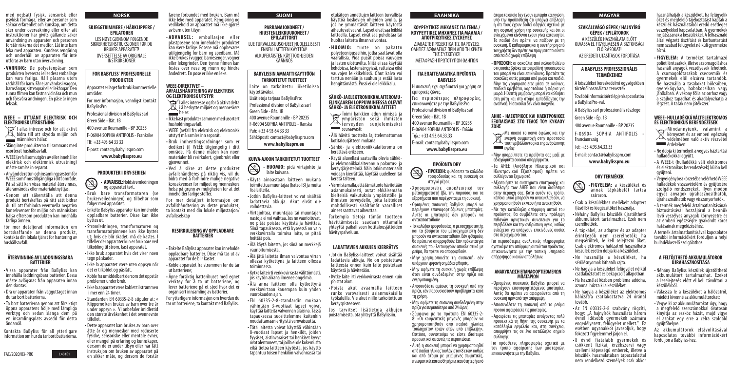med nedsatt fysisk, sensorisk eller psykisk förmåga, eller av personer som saknar erfarenhet och kunskap, om detta sker under övervakning eller efter att instruktioner har givits gällande säker användning av apparaten och personen förstår riskerna det medför. Låt inte barn leka med apparaten. Kundens rengöring och underhåll av apparaten får inte utföras av barn utan övervakning.

• **VARNING:** De polyetenpåsar som produkten levereras i eller dess emballage kan vara farliga. Håll påsarna utom räckhåll för barn. Får ej användas i vaggor, barnsängar, sittvagnar eller lekhagar. Den tunna filmen kan fastna vid näsa och mun och försvåra andningen. En påse är ingen leksak.

## WEEE – UTTJÄNT ELEKTRISK OCH ELEKTRONISK UTRUSTNING

I allas intresse och för att aktivt bidra till att skydda miljön och människors hälsa:

• Släng inte produkterna tillsammans med osorterat hushållsavfall.
• WEEE (avfall som utgörs av eller innehåller elektrisk och elektronisk utrustning) måste samlas in separat.
• Använd de retur- och insamlingssystem för WEEE som finns tillgängliga i ditt område. På så sätt kan vissa material återvinnas, återanvändas eller materialutnyttjas.
• Genom att säkerställa att denna produkt bortskaffas på rätt sätt bidrar du till att förhindra eventuella negativa konsekvenser för miljön och människors hälsa eftersom produkten kan innehålla farliga ämnen.

För mer detaljerad information om bortskaffande av denna produkt, kontakta din lokala tjänst för hantering av hushållsavfall.

## ÅTERVINNING AV LADDNINGSBARA BATTERIER

• Vissa apparater från BaByliss kan innehålla laddningsbara batterier. Dessa måste avlägsnas från apparaten innan den skrotas.
• Dra ur apparaten från vägguttaget innan du tar bort batterierna.
• Ta bort batterierna genom att försiktigt öppna apparatens hölje med lämpliga verktyg och sedan slänga dem på en insamlingsplats avsedd för detta ändamål.

Kontakta BaByliss för all ytterligare information om hur du tar bort batterierna.

FAC/2020/03-PRO

# NORSK

## SKJEGGTRIMMERE / HÅRKLIPPERE / EPILATORER

LES NØYE GJENNOM FØLGENDE SIKKERHETSINSTRUKSJONER FØR DU BRUKER APPARATET! OVERSETTELSE AV ORIGINALE INSTRUKSJONER

## FOR BABYLISS' PROFESJONELLE PRODUKTER

Apparatet er laget for bruk i kommersielle områder.

For mer informasjon, vennligst kontakt BaBylissPro

Professional division of BaByliss sarl

Green Side - Bât. 1B

400 avenue Roumanille - BP 20235

F-06904 SOPHIA ANTIPOLIS - Frankrike

Tlf: +33 493 64 33 33

E-post: contact@babylisspro.com

**www.babylisspro.eu**

## PRODUKTER I DRY-SERIEN

• **ADVARSEL:** Hold strømledningen og apparatet tørt.

• Bruk bare transformatoren (se brukerveiledningen) og tilbehør som følger med apparatet.
• Enkelte BaByliss apparater kan inneholde oppladbare batterier. Disse kan ikke byttes ut.
• Strømledningen, transformatoren og transformatorpinnene kan ikke byttes ut; hvis de blir skadet, må de kastes. I tilfeller der apparatet kun er brukbare ved tilkobling til strøm, kast apparatet.
• Ikke bruk apparatet hvis det viser noen tegn på skader.
• Ikke la apparatet være uten oppsyn når det er tilkoblet og påslått.
• Koble fra umiddelbart dersom det oppstår problemer under bruk.
• Ikke la apparatet være koblet til strømmen i mer enn 24 timer.
• Standarden EN 60335-2-8 stipuler at: « Klipperne kan brukes av barn over tre år under oppsyn ». Vi anbefaler imidlertid den største årvåkenhet i det ovennevnte tilfellet.
• Dette apparatet kan brukes av barn over åtte år og mennesker med reduserte fysiske, sensoriske eller mentale evner, eller mangel på erfaring og kunnskaper, dersom de er under tilsyn eller har fått instruksjon om bruken av apparatet på en sikker måte, og dersom de forstår farene forbundet med bruken. Barn må ikke leke med apparatet. Rengjøring og vedlikehold av apparatet må ikke gjøres av barn uten tilsyn

• **ADVARSEL:** emballasjen eller plastposene som inneholder produktet kan være farlige. Posene må oppbevares utilgjengelig for barn og spedbarn. Må ikke brukes i vugger, barnesenger, vogner eller lekegrinder. Den tynne filmen kan festes over nese og munn og hindre åndedrett. En pose er ikke en leke.

## WEEE-DIREKTIVET – AVFALLSHÅNDTERING AV ELEKTRISK OG ELEKTRONISK UTSTYR

I alles interesse og for å aktivt delta i å beskytte miljøet og menneskers helse:

• Ikke kast produkter sammen med usortert husholdningsavfall.
• WEEE (avfall fra elektrisk og elektronisk utstyr) må samles inn separat.
• Bruk innhentingsordninger som er dedikert til WEEE tilgjengelig i ditt område. På denne måten kan noen materialer bli resirkulert, gjenbrukt eller gjenvunnet.
• Ved å sikre at dette produktet avfallshåndteres på riktig vis, vil du bidra med å forhindre mulige negative konsekvenser for miljøet og menneskers helse på grunn av muligheten for at det inneholder farlige stoffer.

For mer detaljert informasjon om avfallshåndtering av dette produktet, ta kontakt med din lokale miljøstasjon/avfallsselskap

## RESIRKULERING AV OPPLADBARE BATTERIER

• Enkelte BaByliss apparater kan inneholde oppladbare batterier. Disse må tas ut av apparatet før de blir kastet.
• Koble apparatet fra strømmen før du tar ut batteriene;
• Åpne forsiktig batterihuset med egnet verktøy for å ta ut batteriene, og lever batteriene på et sted hvor det er organisert innsamling av batterier.

For ytterligere informasjon om hvordan du tar ut batteriene, ta kontakt med BaByliss.

# SUOMI

## PARRANAJOKONEET / HIUSTENLEIKKUUKONEET / EPILAATTORIT

LUE TURVALLISUUSOHJEET HUOLELLISESTI ENNEN LAITTEEN KÄYTTÖÄ! ALKUPERÄISTEN KÄYTTÖOHJEIDEN KÄÄNNÖS

## BABYLISSIN AMMATTIKÄYTTÖÖN TARKOITETUT TUOTTEET

Laite on tarkoitettu liiketiloissa käytettäväksi.

Lisätietoja tarjoaa BaBylissPro:

Professional division of BaByliss sarl

Green Side - Bât. 1B

400 avenue Roumanille - BP 20235

F-06904 SOPHIA ANTIPOLIS - Ranska

Puh: +33 4 93 64 33 33

Sähköposti: contact@babylisspro.com

**www.babylisspro.eu**

## KUIVA-AJOON TARKOITETUT TUOTTEET

• **HUOMIO:** pidä virtajohto ja laite kuivana.

• Käytä ainoastaan laitteen mukana toimitettua muuntajaa (katso IB) ja muita lisälaitteita.
• Jotkin BaByliss-laitteet voivat sisältää ladattavia akkuja. Akut eivät ole vaihdettavia.
• Virtajohtoa, muuntajaa tai muuntajan nastoja ei voi vaihtaa. Jos ne vaurioituvat, ne pitää poistaa käytöstä ja hävittää. Siinä tapauksessa, että kyseessä on vain verkkovirralla toimiva laite, se pitää heittää pois.
• Älä käytä laitetta, jos siinä on merkkejä vaurioitumisesta.
• Älä jätä laitetta ilman valvontaa virran ollessa kytkettynä ja laitteen ollessa toiminnassa.
• Kytke laite irti verkkovirrasta välittömästi, jos käytön aikana ilmenee ongelmia.
• Älä anna laitteen olla kytkettynä verkkovirtaan kauempaa kuin yhden vuorokauden ajan.
• EN 60335-2-8-standardin mukaan vähintään 3-vuotiaat lapset voivat käyttää laitteita valvonnan alaisina. Tässä tapauksessa suosittelemme kuitenkin noudattamaan erityistä varovaisuutta.
• Tätä laitetta voivat käyttää vähintään 8-vuotiaat lapset ja henkilöt, joiden fyysiset, aistinvaraiset tai henkiset kyvyt ovat alentuneet, tai joilla ei ole kokemusta eikä tietoa laitteen käytöstä, jos käyttö tapahtuu toisen henkilön valvonnassa tai etukäteen annettujen laitteen turvallista käyttöä koskevien ohjeiden avulla, ja jos he ymmärtävät laitteen käytöstä aiheutuvat vaarat. Lapset eivät saa leikkiä laitteella. Lapset eivät saa puhdistaa tai huoltaa laitetta ilman valvontaa.

• **HUOMIO:** tuote on pakattu polyeteenipusseihin, jotka saattavat olla vaarallisia. Pidä pussit poissa vauvojen ja lasten ulottuvilta. Niitä ei saa käyttää kehdoissa, lastensängyissä, rattaissa eikä vauvojen leikkikehissä. Ohut kalvo voi tarttua nenään ja suuhun ja estää lasta hengittämästä. Pussi ei ole leikkikalu.

## SÄHKÖ- JA ELEKTRONIIKKALAITEROMU - ELINKAAREN LOPPUVAIHEESSA OLEVAT SÄHKÖ- JA ELEKTRONIIKKALAITTEET

Toimi kaikkien edun nimissä ja ympäristön sekä ihmisten terveyden suojelemiseksi seuraavasti:

• Älä hävitä tuotteita lajittelemattoman kotitalousjätteen mukana.
• Sähkö- ja elektroniikkalaiteromu on kerättävä erikseen.
• Käytä alueellasi saatavilla olevia sähkö- ja elektroniikkalaiteromun palautus- ja keräysjärjestelmiä. Näin jotkin materiaalit voidaan kierrättää, käyttää uudelleen tai kerätä talteen.
• Varmistamalla, että tämä tuote hävitetään asianmukaisesti, autat ehkäisemään kielteisiä vaikutuksia ympäristölle ja ihmisten terveydelle, joita laitteiden mahdollisesti sisältämät vaaralliset aineet saattavat aiheuttaa.

Tarkempia tietoja tämän tuotteen hävittämisestä saadaan ottamalla yhteyttä paikalliseen kotitalousjätteiden hävityspalveluun.

## LADATTAVIEN AKKUJEN KIERRÄTYS

• Jotkin BaByliss-laitteet voivat sisältää ladattavia akkuja. Ne on poistettava laitteesta ennen kuin laite poistetaan käytöstä ja hävitetään.
• Kytke laite irti verkkovirrasta ennen kuin poistat akut.
• Poista akut avaamalla laitteen runko varovaisesti asianmukaisilla työkaluilla. Vie akut niille tarkoitettuun keräyspisteeseen.

Jos tarvitset lisätietoja akkujen poistamisesta, ota yhteyttä BaBylissiin.

# ΕΛΛΗΝΙΚΑ

## ΚΟΥΡΕΥΤΙΚΕΣ ΜΗΧΑΝΕΣ ΓΙΑ ΓΕΝΙΑ / ΚΟΥΡΕΥΤΙΚΕΣ ΜΗΧΑΝΕΣ ΓΙΑ ΜΑΛΛΙΑ / ΑΠΟΤΡΙΧΩΤΙΚΕΣ ΣΥΣΚΕΥΕΣ

ΔΙΑΒΑΣΤΕ ΠΡΟΣΕΚΤΙΚΑ ΤΙΣ ΠΑΡΟΥΣΕΣ ΟΔΗΓΙΕΣ ΑΣΦΑΛΕΙΑΣ ΠΡΙΝ ΑΠΟ ΤΗ ΧΡΗΣΗ ΤΗΣ ΣΥΣΚΕΥΗΣ! ΜΕΤΑΦΡΑΣΗ ΠΡΩΤΟΤΥΠΩΝ ΟΔΗΓΙΩΝ

## ΓΙΑ ΕΠΑΓΓΕΛΜΑΤΙΚΑ ΠΡΟΪΟΝΤΑ BABYLISS

Η συσκευή έχει σχεδιαστεί για χρήση σε εμπορικές ζώνες.

Για περισσότερες πληροφορίες, επικοινωνήστε με την BaBylissPro

Professional division of BaByliss sarl

Green Side - Bât. 1B

400 avenue Roumanille - BP 20235

F-06904 SOPHIA ANTIPOLIS - Γαλλία

Τηλ.: +33 4.93.64.33.33

E-mail: contact@babylisspro.com

**www.babylisspro.eu**

## ΠΡΟΪΟΝΤΑ DRY

• **ΠΡΟΣΟΧΗ:** φυλάσσετε το καλώδιο τροφοδοσίας και τη συσκευή σε στεγνό μέρος.

• Χρησιμοποιείτε αποκλειστικά τον μετασχηματιστή (βλ. την παρούσα) και τα εξαρτήματα που παρέχονται με τη συσκευή.
• Ορισμένες συσκευές BaByliss μπορεί να περιέχουν επαναφορτιζόμενες μπαταρίες. Αυτές οι μπαταρίες δεν μπορούν να αντικατασταθούν.
• Το καλώδιο τροφοδοσίας, ο μετασχηματιστής και τα βύσματα του μετασχηματιστή δεν μπορούν να αντικατασταθούν. Εάν φθαρούν, θα πρέπει να απορριφθούν. Εάν πρόκειται για συσκευές που λειτουργούν αποκλειστικά με ρεύμα, θα πρέπει να απορριφθούν.
• Μην χρησιμοποιείτε τη συσκευή, εάν υπάρχουν εμφανή σημάδια φθοράς.
• Μην αφήνετε τη συσκευή χωρίς επίβλεψη όταν είναι συνδεδεμένη στην πρίζα και ενεργοποιημένη.
• Αποσυνδέστε αμέσως τη συσκευή από την πρίζα, εάν παρουσιαστούν προβλήματα κατά τη χρήση.
• Μην αφήνετε τη συσκευή συνδεδεμένη στην πρίζα για περισσότερο από 24 ώρες.
• Σύμφωνα με το πρότυπο EN 60335-2-8: «Οι κουρευτικές μηχανές μπορούν να χρησιμοποιηθούν από παιδιά ηλικίας τουλάχιστον τριών ετών υπό επίβλεψη». Ωστόσο, συνιστούμε να είστε ιδιαίτερα προσεκτικοί σε αυτές τις περιπτώσεις.
• Αυτή η συσκευή μπορεί να χρησιμοποιηθεί από παιδιά ηλικίας τουλάχιστον 8 ετών, καθώς και από άτομα με μειωμένες σωματικές, πνευματικές και αισθητήριες ικανότητες ή από άτομα τα οποία δεν έχουν εμπειρία και γνώση, υπό την προϋπόθεση ότι υπάρχει επίβλεψη ή ότι τους έχουν δοθεί οδηγίες σχετικά με την ασφαλή χρήση της συσκευής και ότι οι ενδεχόμενοι κίνδυνοι έχουν γίνει κατανοητοί. Τα παιδιά δεν πρέπει να παίζουν με τη συσκευή. Ο καθαρισμός και η συντήρηση από τον χρήστη δεν πρέπει να πραγματοποιούνται από παιδιά χωρίς επίβλεψη

• **ΠΡΟΣΟΧΗ:** οι σακούλες από πολυαιθυλένιο στις οποίες βρίσκεται το προϊόν ή η συσκευασία του μπορεί να είναι επικίνδυνες. Κρατάτε τις σακούλες αυτές μακριά από μωρά και παιδιά. Μην τις χρησιμοποιείτε μέσα σε κούνιες, παιδικά κρεβάτια, καροτσάκια ή πάρκα για μωρά. Η λεπτή μεμβράνη μπορεί να κολλήσει στη μύτη και στο στόμα εμποδίζοντας την αναπνοή. Η σακούλα δεν είναι παιχνίδι.

## ΑΗΗΕ - ΗΛΕΚΤΡΙΚΟΣ ΚΑΙ ΗΛΕΚΤΡΟΝΙΚΟΣ ΕΞΟΠΛΙΣΜΟΣ ΣΤΟ ΤΕΛΟΣ ΤΟΥ ΚΥΚΛΟΥ ΖΩΗΣ

Με σκοπό το κοινό όφελος και την ενεργή συμμετοχή στην προστασία του περιβάλλοντος και της ανθρώπινης υγείας:

• Μην απορρίπτετε τα προϊόντα σας μαζί με αδιαχώριστα οικιακά απορρίμματα.
• Τα ΑΗΕΕ (Απόβλητα Ηλεκτρικού και Ηλεκτρονικού Εξοπλισμού) πρέπει να συλλέγονται ξεχωριστά.
• Αξιοποιήστε τα συστήματα επιστροφής και συλλογής των ΑΗΕΕ που είναι διαθέσιμα στην περιοχή σας. Κατά αυτόν τον τρόπο, κάποια υλικά μπορούν να ανακυκλωθούν, να χρησιμοποιηθούν ξανά ή να ανακτηθούν.
• Με την κατάλληλη απόρριψη αυτού του προϊόντος, θα συμβάλετε στην πρόληψη πιθανών αρνητικών συνεπειών για το περιβάλλον και την ανθρώπινη υγεία, καθώς ενδέχεται να υπάρχουν επικίνδυνες ουσίες στο περιεχόμενό του.

Για περισσότερες αναλυτικές πληροφορίες σχετικά με την απόρριψη αυτού του προϊόντος, επικοινωνήστε με την τοπική υπηρεσία απόρριψης οικιακών αποβλήτων.

## ΑΝΑΚΥΚΛΩΣΗ ΕΠΑΝΑΦΟΡΤΙΖΟΜΕΝΩΝ ΜΠΑΤΑΡΙΩΝ

• Ορισμένες συσκευές BaByliss μπορεί να περιέχουν επαναφορτιζόμενες μπαταρίες. Αυτές θα πρέπει να αφαιρούνται από τη συσκευή πριν από την απόρριψη.
• Αποσυνδέστε τη συσκευή από το ρεύμα προτού αφαιρέσετε τις μπαταρίες.
• Αφαιρέστε τις μπαταρίες ανοίγοντας πολύ προσεκτικά τη θήκη της συσκευής με τα κατάλληλα εργαλεία και, στη συνέχεια, απορρίψτε τις σε ένα κατάλληλο σημείο συλλογής.

Για πρόσθετες πληροφορίες σχετικά με τον τρόπο αφαίρεσης των μπαταριών, επικοινωνήστε με την BaByliss.

# MAGYAR

## SZAKÁLLVÁGÓ GÉPEK / HAJNYÍRÓ GÉPEK / EPILÁTOROK

A KÉSZÜLÉK HASZNÁLATA ELŐTT OLVASSA EL FIGYELMESEN A BIZTONSÁGI ELŐÍRÁSOKAT! AZ EREDETI UTASÍTÁSOK FORDÍTÁSA

## A BABYLISS PROFESSZIONÁLIS TERMÉKEIHEZ

A készüléket kereskedelmi egységekben történő használatra tervezték.

További információért lépjen kapcsolatba a BaBylissPro-val.

A BaByliss sarl professzionális részlege

Green Side - Ép. 1B

400 avenue Roumanille - BP 20235

F-06904 SOPHIA ANTIPOLIS - Franciaország

Tel: +33 4.93.64.33.33

E-mail: contact@babylisspro.com

**www.babylisspro.eu**

## DRY TERMÉKEK

• **FIGYELEM:** a készüléket és annak tápkábelét tartsa szárazon.

• Csak a készülékhez mellékelt adaptert (lásd IB) és kiegészítőket használja.
• Néhány BaByliss készülék újratölthető akkumulátort tartalmazhat. Ezek nem cserélhetők.
• A tápkábel, az adapter és az adapter érintkezők nem cserélhetők; ha megsérültek, le kell selejtezni őket. Csak a közvetlenül hálózatról használható készülék esetén dobja ki a készüléket.
• Ne használja a készüléket, ha sérülésnyomok láthatók rajta.
• Ne hagyja a készüléket felügyelet nélkül csatlakoztatott és bekapcsolt állapotban.
• Ha használat közben probléma adódna, azonnal húzza ki a készüléket.
• Ne hagyja a készüléket az elektromos hálózatra csatlakoztatva 24 óránál tovább.
• Az EN 60335-2-8 szabvány rögzíti, hogy: „A hajnyírók használata három évnél idősebb gyermekek számára engedélyezett, felügyelet mellett." Ez esetben ugyanakkor javasoljuk, hogy fokozott figyelemmel járjon el.
• 8 évnél fiatalabb gyermekek és csökkent fizikai, érzékszervi vagy szellemi képességű emberek, illetve a készülék használatában tapasztalattal nem rendelkező személyek csak akkor használhatják a készüléket, ha felügyelik őket és megfelelő tájékoztatást kaptak a készülék használatából eredő esetleges veszélyekkel kapcsolatban. A gyermekek ne játsszanak a készülékkel. A felhasználó által végzett tisztítást és karbantartást nem szabad felügyelet nélküli gyermekre bízni.

• **FIGYELEM:** A terméket tartalmazó polietilén tasakok, illetve a csomagolóshoz használt anyagok veszélyesek lehetnek. A csomagolótasakok csecsemők és gyermekek elől elzárva tartandók. Ne használja a tasakokat bölcsőben, gyerekágyban, babakocsiban vagy járókában. A vékony fólia az orrhoz vagy a szájhoz tapadhat és akadályozhatja a légzést. A tasak nem játékszer.

## WEEE - HULLADÉKKÁ VÁLT ELEKTROMOS ÉS ELEKTRONIKUS BERENDEZÉSEK

Mindannyiunk, valamint a környezet és az emberi egészség védelmében való aktív részvétel érdekében:

• Ne dobja ki termékét a vegyes háztartási hulladékokkal együtt.
• A WEEE-t (hulladékká vált elektromos és elektronikus berendezések) külön kell gyűjteni.
• Vegye igénybe az Ön területén elérhető WEEE hulladékok visszavételére és gyűjtésére szolgáló rendszereket. Ilyen módon egyes anyagok újrahasznosíthatók, újrahasználhatók vagy visszanyerhetők.
• A termék megfelelő ártalmatlanításának biztosításával hozzájárul a bennük lévő veszélyes anyagok környezetre és az emberi egészségre gyakorolt káros hatásainak megelőzéséhez.

A termék ártalmatlanításával kapcsolatos további információkért forduljon a helyi hulladékkezelő szolgálathoz.

## A FELTÖLTHETŐ AKKUMULÁTOROK ÚJRAHASZNOSÍTÁSA

• Néhány BaByliss készülék újratölthető akkumulátort tartalmazhat. Ezeket a leselejtezés előtt el kell távolítani a készülékből.
• Válassza le a készüléket a hálózatról, mielőtt kivenné az akkumulátorokat;
• Vegye ki az akkumulátorokat úgy, hogy a megfelelő szerszámokkal óvatosan kinyitja az eszköz házát, majd vigye el azokat egy erre a célra szolgáló gyűjtőhelyre.

Az akkumulátorok eltávolításával kapcsolatos további információkért forduljon a BaByliss-hez.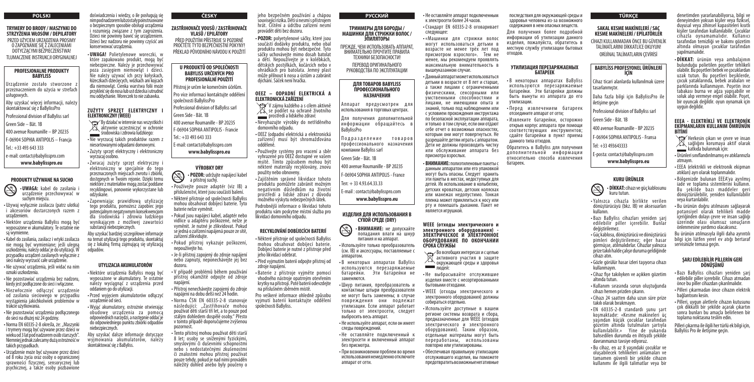## POLSKI

### TRYMERY DO BRODY / MASZYNKI DO STRZYŻENIA WŁOSÓW / DEPILATORY

PRZED UŻYCIEM URZĄDZENIA PROSIMY O ZAPOZNANIE SIĘ Z ZALECENIAMI DOTYCZĄCYMI BEZPIECZEŃSTWA! TŁUMACZENIE INSTRUKCJI ORYGINALNEJ

#### PROFESJONALNE PRODUKTY BABYLISS

Urządzenie zostało stworzone z przeznaczeniem do użycia w strefach usługowych.

Aby uzyskać więcej informacji, należy skontaktować się z BaBylissPro

Professional division of BaBylis sarl

Green Side – Bât. 1B

400 avenue Roumanille – BP 20235

F-06904 SOPHIA ANTIPOLIS – Francja

Tel.: +33 493 643 333

e-mail: contact@babylisspro.com

**www.babylisspro.eu**

#### PRODUKTY UŻYWANE NA SUCHO

- **UWAGA:** kabel do zasilania i urządzenie przechowywać w suchym miejscu.
- Używaj wyłącznie zasilacza (patrz ulotka) i akcesoriów dostarczonych razem z urządzeniem.
- Niektóre urządzenia BaBylis mogą być wyposażone w akumulatory. Te ostatnie nie są wymienne.
- Kabel do zasilania, zasilacz i wtyki zasilacza nie mogą być wymieniane; jeśli ulegną uszkodzeniu, należy oddać je do utylizacji. W przypadku urządzeń zasilanych wyłącznie z sieci należy wyrzucić całe urządzenie.
- Nie używać urządzenia, jeśli widać na nim oznaki uszkodzenia.
- Nie pozostawiać urządzenia bez nadzoru, kiedy jest podłączone do sieci i włączone.
- Niezwłocznie odłączyć urządzenie od zasilania sieciowego w przypadku wystąpienia jakichkolwiek problemów w trakcie użytkowania.
- Nie pozostawiać urządzenia podłączonego do sieci na dłużej niż 24 godziny.
- Norma EN 60335-2-8 określa, że: „Maszynki i trymery mogą być używane przez dzieci w wieku od 3 lat pod nadzorem osób starszych". Niemniej jednak zalecamy dużą ostrożność w takich przypadkach.
- Urządzenie może być używane przez dzieci od 8 roku życia oraz osoby o ograniczonej sprawności fizycznej, sensorycznej lub psychicznej, a także osoby pozbawione doświadczenia i wiedzy, o ile posługują się nim pod nadzorem lub zostały poinstruowane o bezpiecznym sposobie obsługi urządzenia i rozumieją związane z tym zagrożenia. Dzieci nie powinny bawić się urządzeniem. Dzieci bez nadzoru nie powinny czyścić ani konserwować urządzenia.
- **UWAGA!** Polietylenowe woreczki, w które zapakowano produkt, mogą być niebezpieczne. Należy je przechowywać poza zasięgiem niemowląt i dzieci. Nie należy używać ich przy kołyskach, łóżeczkach dziecięcych, wózkach ani kojcach dla niemowląt. Cienka warstwa folii może przykleić się do nosa lub ust dziecka i utrudnić mu oddychanie. Woreczek to nie zabawka.

#### ZUŻYTY SPRZĘT ELEKTRYCZNY I ELEKTRONICZNY (WEEE)

By działać w interesie nas wszystkich i aktywnie uczestniczyć w ochronie środowiska i zdrowia ludzkiego:

- Nie wyrzucaj takich produktów razem z niesortowanymi odpadami domowymi.
- Zużyty sprzęt elektryczny i elektroniczny wyrzucaj osobno.
- Zwracaj zużyty sprzęt elektryczny i elektroniczny w specjalnie do tego przeznaczonych miejscach zwrotu i zbiórki, dostępnych w Twoim regionie. Dzięki temu niektóre z materiałów mogą zostać poddane recyklingowi, ponownie wykorzystane lub odzyskane.
- Zapewniając prawidłową utylizację tego produktu, pomożesz zapobiec jego potencjalnym negatywnym konsekwencjom dla środowiska i zdrowia ludzkiego wynikającym z możliwej zawartości substancji niebezpiecznych.

Aby uzyskać bardziej szczegółowe informacje na temat utylizacji tego produktu, skontaktuj się z lokalną firmą zajmującą się utylizacją odpadów.

#### UTYLIZACJA AKUMULATORÓW

- Niektóre urządzenia BaBylis mogą być wyposażone w akumulatory. Te ostatnie należy wyciągnąć z urządzenia przed oddaniem go do utylizacji.
- Przed wyjęciem akumulatorów odłączyć urządzenie od sieci.
- Wyjąć akumulatory, ostrożnie otwierając obudowę urządzenia za pomocą odpowiednich narzędzi, a następnie oddać je do odpowiedniego punktu zbiórki odpadów niebezpiecznych.

Aby uzyskać dalsze informacje dotyczące wyjmowania akumulatorów, należy skontaktować się z BaBylis.

## ČESKY

### ZASTŘIHOVAČE VOUSŮ / ZASTŘIHOVAČE VLASŮ / EPILÁTORY

PŘED POUŽITÍM PŘÍSTROJE SI POZORNĚ PROČTĚTE TYTO BEZPEČNOSTNÍ POKYNY! PŘEKLAD PŮVODNÍHO NÁVODU K POUŽITÍ

#### U PRODUKTŮ OD SPOLEČNOSTI BABYLISS URČENÝCH PRO PROFESIONÁLNÍ POUŽITÍ

Přístroj je určen ke komerčním účelům.

Pro více informací kontaktujte oddělení společnosti BaBylissPro

Professional division of BaBylis sarl

Green Side - Bât. 1B

400 avenue Roumanille - BP 20235

F-06904 SOPHIA ANTIPOLIS - France

Tel.: +33 493 643 333

E-mail: contact@babylisspro.com

**www.babylisspro.eu**

#### VÝROBKY DRY

- **POZOR:** udržujte napájecí kabel a přístroj suchý.
- Používejte pouze adaptér (viz IB) a příslušenství, které jsou součástí balení.
- Některé přístroje od společnosti BaBylis mohou obsahovat dobíjecí baterie. Tyto baterie nelze vyměnit.
- Pokud jsou napájecí kabel, adaptér nebo vidlice u adaptéru poškozené, nelze je vyměnit. Je nutné je zlikvidovat. Pokud se jedná o zařízení napájená pouze ze sítě, zařízení zlikvidujte.
- Pokud přístroj vykazuje poškození, nepoužívejte ho.
- Je-li přístroj zapojený do zdroje napájení nebo zapnutý, neponechávejte jej bez dozoru.
- V případě problémů během používání přístroj okamžitě odpojte od zdroje napájení.
- Přístroj nenechávejte zapojený do zdroje napájení na dobu delší než 24 hodin.
- Norma ČSN EN 60335-2-8 stanovuje následující: „Zastřihovače mohou používat děti starší tří let, a to pouze pod stálým dohledem dospělé osoby." Přesto v tomto případě doporučujeme zvýšenou pozornost.
- Tento přístroj mohou používat děti starší 8 let; osoby se sníženými fyzickými, smyslovými či duševními schopnostmi nebo s nedostatečnými zkušenostmi či znalostmi mohou přístroj používat pouze tehdy, pokud je nad nimi prováděn náležitý dohled anebo byly poučeny o jeho bezpečném používání a chápou související rizika. Děti si nesmí s přístrojem hrát. Čištění a údržbu zařízení nesmí provádět děti bez dozoru.
- **POZOR:** polyetylenové sáčky, které jsou součástí dodávky produktu, nebo obal produktu mohou být nebezpečné. Tyto sáčky uchovávejte mimo dosah batolat a dětí. Nepoužívejte je v kolébkách, dětských postýlkách, kočárcích nebo v ohrádkách pro batolata. Jemný plast může přilnout k nosu a ústům a zabránit dýchání. Sáček není hračka.

#### OEEZ – ODPADNÍ ELEKTRICKÁ A ELEKTRONICKÁ ZAŘÍZENÍ

V zájmu každého a s cílem aktivně se podílet na ochraně životního prostředí a lidského zdraví:

- Nevyhazujte výrobky do netříděného domovního odpadu.
- OEEZ (odpadní elektrická a elektronická zařízení) musí být shromažďována odděleně.
- Používejte systémy pro vracení a sběr vyhrazené pro OEEZ dostupné ve vašem místě. Tímto způsobem mohou být některé materiály recyklovány, znovu použity nebo obnoveny.
- Zajištěním správné likvidace tohoto produktu pomůžete zabránit možným negativním důsledkům na životní prostředí a lidské zdraví z důvodu možného výskytu nebezpečných látek.

Podrobnější informace o likvidaci tohoto produktu vám poskytne místní služba pro likvidaci domovního odpadu.

#### RECYKLOVÁNÍ DOBÍJECÍCH BATERIÍ

- Některé přístroje od společnosti BaBylis mohou obsahovat dobíjecí baterie. Dobíjecí baterie je nutné z přístroje před jeho likvidací odebrat.
- Před vyjmutím baterií odpojte přístroj od zdroje napájení.
- Baterie z přístroje vyjměte pomocí vhodného nástroje opatrným otevřením krytky na přístroji. Poté baterii odevzdejte na příslušném sběrném místě.

Pro veškeré informace ohledně způsobu vyjmutí baterií kontaktujte oddělení společnosti BaBylis.

## РУССКИЙ

### ТРИММЕРЫ ДЛЯ БОРОДЫ / МАШИНКИ ДЛЯ СТРИЖКИ ВОЛОС / ЭПИЛЯТОРЫ

ПРЕЖДЕ, ЧЕМ ИСПОЛЬЗОВАТЬ АППАРАТ, ВНИМАТЕЛЬНО ПРОЧТИТЕ ПРАВИЛА ТЕХНИКИ БЕЗОПАСНОСТИ! ПЕРЕВОД ОРИГИНАЛЬНОГО РУКОВОДСТВА ПО ЭКСПЛУАТАЦИИ

#### ДЛЯ ТОВАРОВ BABYLISS ПРОФЕССИОНАЛЬНОГО НАЗНАЧЕНИЯ

Аппарат предусмотрен для использования в торговых центрах.

Для получения дополнительной информации обращайтесь в BaBylissPro

Подразделение товаров профессионального назначения компании BaBylis sarl

Green Side - Bât. 1B

400 avenue Roumanille - BP 20235

F-06904 SOPHIA ANTIPOLIS - France

Тел: + 33 4.93.64.33.33

E-mail : contact@babylisspro.com

**www.babylisspro.eu**

#### ИЗДЕЛИЯ ДЛЯ ИСПОЛЬЗОВАНИЯ В СУХОЙ СРЕДЕ (DRY)

- **ВНИМАНИЕ:** не допускайте попадания влаги на шнур питания и на аппарат.
- Используйте только преобразователь (см. IB) и аксессуары, поставляемые с аппаратом.
- В некоторых аппаратах BaBylis используются перезаряжаемые батарейки. Эти батарейки не заменяются.
- Шнур питания, преобразователь и контактные штыри преобразователя не могут быть заменены; в случае повреждения они подлежат утилизации. Если аппарат работает только от электросети, следует выбросить весь аппарат.
- Не используйте аппарат, если он имеет следы повреждений.
- Не оставляйте подключенный к электросети и включенный аппарат без присмотра.
- При возникновении проблем во время использования немедленно отключите аппарат от сети.
- Не оставляйте аппарат подключенным к электросети более 24 часов.
- Стандарт EN 60335-2-8 оговаривает следующее:
- «Машинки для стрижки волос могут использоваться детьми в возрасте не менее трёх лет под присмотром взрослого». Тем не менее, мы рекомендуем проявлять максимальную внимательность в вышеуказанном случае.
- Данный аппарат может использоваться детьми в возрасте от 8 лет и старше, а также лицами с ограниченными физическими, сенсорными или умственными способностями и лицами, не имеющими опыта и знаний, только под наблюдением или с условием прохождения инструктажа по безопасной эксплуатации аппарата, и только в том случае, если они отдают себе отчет о возможных опасностях, которым они могут повергнуться. Не разрешайте детям играть с аппаратом. Дети не должны производить чистку или обслуживание аппарата без присмотра взрослых.
- **ВНИМАНИЕ:** полиэтиленовые пакеты с данным аппаратом или его упаковкой могут быть опасны. Следует хранить эти пакеты в местах, недоступных для детей. Их использование в колыбелях, детских кроватках, детских колясках или манежах недопустимо. Тонкая пленка может прилипнуть к носу или рту и помешать дыханию. Пакет не является игрушкой.

#### WEEE (отходы электрического и электронного оборудования) - ЭЛЕКТРИЧЕСКОЕ И ЭЛЕКТРОННОЕ ОБОРУДОВАНИЕ ПО ОКОНЧАНИИ СРОКА СЛУЖБЫ

Во всеобщих интересах и с целью активного участия в защите окружающей среды и здоровья людей:

- Не выбрасывайте отслужившие изделия вместе с несортированными бытовыми отходами.
- WEEE (отходы электрического и электронного оборудования) должны собираться отдельно.
- Используйте доступные в вашем регионе системы возврата и сбора, предназначенные для WEEE (отходов электрического и электронного оборудования). Таким образом, отдельные материалы могут быть переработаны, использованы повторно или утилизированы.
- Обеспечивая правильную утилизацию отслужившего изделия, вы поможете предотвратить возможные негативные последствия для окружающей среды и здоровья человека из-за возможного содержания в нем опасных веществ.

Для получения более подробной информации об утилизации данного изделия, пожалуйста, обратитесь в местную службу утилизации бытовых отходов.

#### УТИЛИЗАЦИЯ ПЕРЕЗАРЯЖАЕМЫХ БАТАРЕЕК

- В некоторых аппаратах BaBylis используются перезаряжаемые батарейки. Эти батарейки должны быть вынуты из аппарата до его утилизации.
- Перед извлечением батареек отсоедините аппарат от сети;
- Извлеките батарейки, осторожно открыв корпус аппарата при помощи соответствующих инструментов; сдайте батарейки в пункт приема данного типа отходов.

Обратитесь в BaBylis для получения дополнительной информации относительно способа извлечения батареек.

## TÜRKÇE

### SAKAL KESME MAKİNELERİ / SAÇ KESME MAKİNELERİ / EPİLATÖRLER

CİHAZI KULLANMADAN ÖNCE BU GÜVENLİK TALİMATLARINI DİKKATLİCE OKUYUN! ORİJİNAL TALİMATLARIN ÇEVİRİSİ

#### BABYLISS PROFESYONEL ÜRÜNLERİ İÇİN

Cihaz ticari alanlarda kullanılmak üzere tasarlanmıştır.

Daha fazla bilgi için BaBylissPro ile iletişime geçin

Professional division of BaBylis sarl

Green Side - Bât. 1B

400 avenue Roumanille - BP 20235

F-06904 SOPHIA ANTIPOLIS - Fransa

Tel: +33 493643333

E-posta: contact@babylisspro.com

**www.babylisspro.eu**

#### KURU ÜRÜNLER

- **DİKKAT:** cihazı ve güç kablosunu kuru tutun.
- Yalnızca cihazla birlikte verilen dönüştürücüyü (bkz. IB) ve aksesuarları kullanın.
- Bazı BaBylis cihazları yeniden şarj edilebilir piller içerebilir. Bunlar değiştirilemez.
- Güç kablosu, dönüştürücü ve dönüştürücü pimleri değiştirilemez; eğer hasar görmüşse, atılmalıdırlar. Cihazlar yalnızca prize takılı halde çalışır duruma geldiğinde cihazı atın.
- Gözle görülür hasar izleri taşıyorsa cihazı kullanmayın.
- Cihaz fişe takılıyken ve açıkken gözetim altında tutun.
- Kullanım sırasında sorun oluştuğunda cihazı hemen prizden çıkarın.
- Cihazı 24 saatten daha uzun süre prize takılı olarak bırakmayın.
- EN 60335-2-8 standardı şunu şart koşmaktadır: «Kesme makineleri üç yaşından küçük çocuklar tarafından gözetim altında tutulmaları şartıyla kullanılabilir.» Yine de yukarıda bahsedilen durumda en ihtiyatlı şekilde davranmanızı tavsiye ediyoruz.
- Bu cihaz, en az 8 yaşındaki çocuklar ve oluşabilecek tehlikeleri anlamaları ve tamamen güvenli bir şekilde cihazın kullanımı ile ilgili talimatlar veya bir denetimden yararlanabiliyorsa, bilgi ve deneyimden yoksun kişiler veya fiziksel, duyusal veya zihinsel kapasiteleri kısıtlı kişiler tarafından kullanılabilir. Çocuklar cihazla oynamamalıdır. Kullanıcı tarafından temizliği ve bakımı gözetim altında olmayan çocuklar tarafından yapılmamalıdır.
- **DİKKAT:** ürünün veya ambalajının bulunduğu polietilen poşetler tehlikeli olabilir. Bu poşetleri bebek ve çocuklardan uzak tutun. Bu poşetleri beşiklerde, çocuk yataklarında, bebek arabaları ve parklarında kullanmayın. Poşetin ince tabakası burna ve ağza yapışabilir ve soluk alıp vermeye engel olabilir. Poşet, bir oyuncak değildir. oyun oynamak için uygun değildir.

#### EEEA - ELEKTRİKLİ VE ELEKTRONİK EKİPMANLARIN KULLANIM ÖMRÜNÜN BİTİMİ

Herkesin çıkarı ve çevre ve insan sağlığını korumaya aktif olarak katkıda bulunmak için:

- Ürünleri sınıflandırılmamış ev atıklarınızla atmayın.
- EEEA (elektrikli ve elektronik ekipman atıkları) ayrı olarak toplanmalıdır.
- Bölgenizde bulunan EEEA'ya ayrılmış iade ve toplama sistemlerini kullanın. Bu şekilde bazı maddeler geri dönüştürülebilir, yeniden kullanılabilir veya kurtarılabilir.
- Bu ürünün doğru atılmasını sağlayarak potansiyel olarak tehlikeli madde içeriğinden dolayı çevre ve insan sağlığı üzerinde olası olumsuz sonuçların önlenmesine yardımcı olacaksınız.

Bu ürünün atılmasıyla ilgili daha ayrıntılı bilgi için lütfen yerel ev atığı bertaraf servisinizle temasa geçin.

#### ŞARJ EDİLEBİLİR PİLLERİN GERİ DÖNÜŞÜMÜ

- Bazı BaBylis cihazları yeniden şarj edilebilir piller içerebilir. Cihazı atmadan önce bu piller cihazdan çıkarılmalıdır.
- Pilleri çıkarmadan önce cihazın elektrik bağlantısını kesin.
- Pilleri, uygun aletlerle cihazın kutusunu çok dikkatli bir şekilde açarak çıkartın sonra bunları bu amaçla belirlenen bir toplama noktasına teslim edin.

Pilleri çıkarma ile ilgili her türlü ek bilgi için, BaBylis Pro ile iletişime geçin.